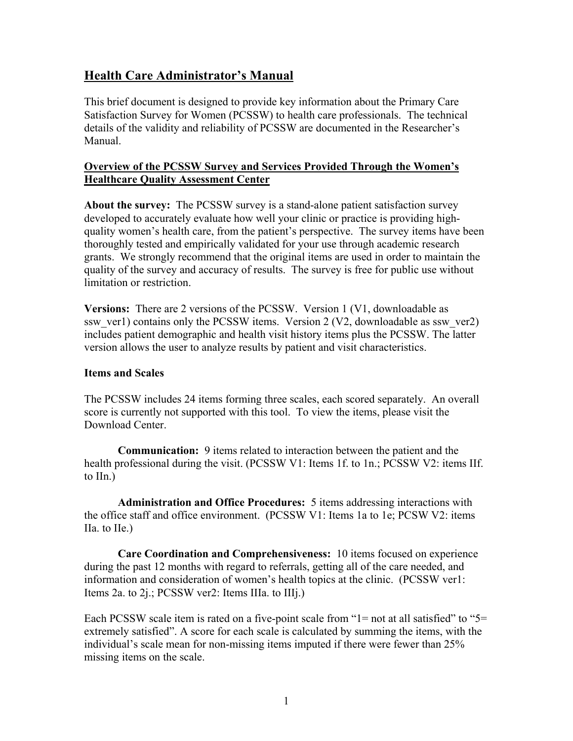## Health Care Administrator's Manual

This brief document is designed to provide key information about the Primary Care Satisfaction Survey for Women (PCSSW) to health care professionals. The technical details of the validity and reliability of PCSSW are documented in the Researcher's Manual.

### Overview of the PCSSW Survey and Services Provided Through the Women's Healthcare Quality Assessment Center

**About the survey:** The PCSSW survey is a stand-alone patient satisfaction survey developed to accurately evaluate how well your clinic or practice is providing high-quality women's health care, from the patient's perspective. The survey items have been thoroughly tested and empirically validated for your use through academic research grants. We strongly recommend that the original items are used in order to maintain the quality of the survey and accuracy of results. The survey is free for public use without limitation or restriction.

**Versions:** There are 2 versions of the PCSSW. Version 1 (V1, downloadable as ssw_ver1) contains only the PCSSW items. Version 2 (V2, downloadable as ssw_ver2) includes patient demographic and health visit history items plus the PCSSW. The latter version allows the user to analyze results by patient and visit characteristics.

**Items and Scales**

The PCSSW includes 24 items forming three scales, each scored separately. An overall score is currently not supported with this tool. To view the items, please visit the Download Center.

**Communication:** 9 items related to interaction between the patient and the health professional during the visit. (PCSSW V1: Items 1f. to 1n.; PCSSW V2: items IIf. to IIn.)

**Administration and Office Procedures:** 5 items addressing interactions with the office staff and office environment. (PCSSW V1: Items 1a to 1e; PCSW V2: items IIa. to IIe.)

**Care Coordination and Comprehensiveness:** 10 items focused on experience during the past 12 months with regard to referrals, getting all of the care needed, and information and consideration of women's health topics at the clinic. (PCSSW ver1: Items 2a. to 2j.; PCSSW ver2: Items IIIa. to IIIj.)

Each PCSSW scale item is rated on a five-point scale from "1= not at all satisfied" to "5= extremely satisfied". A score for each scale is calculated by summing the items, with the individual's scale mean for non-missing items imputed if there were fewer than 25% missing items on the scale.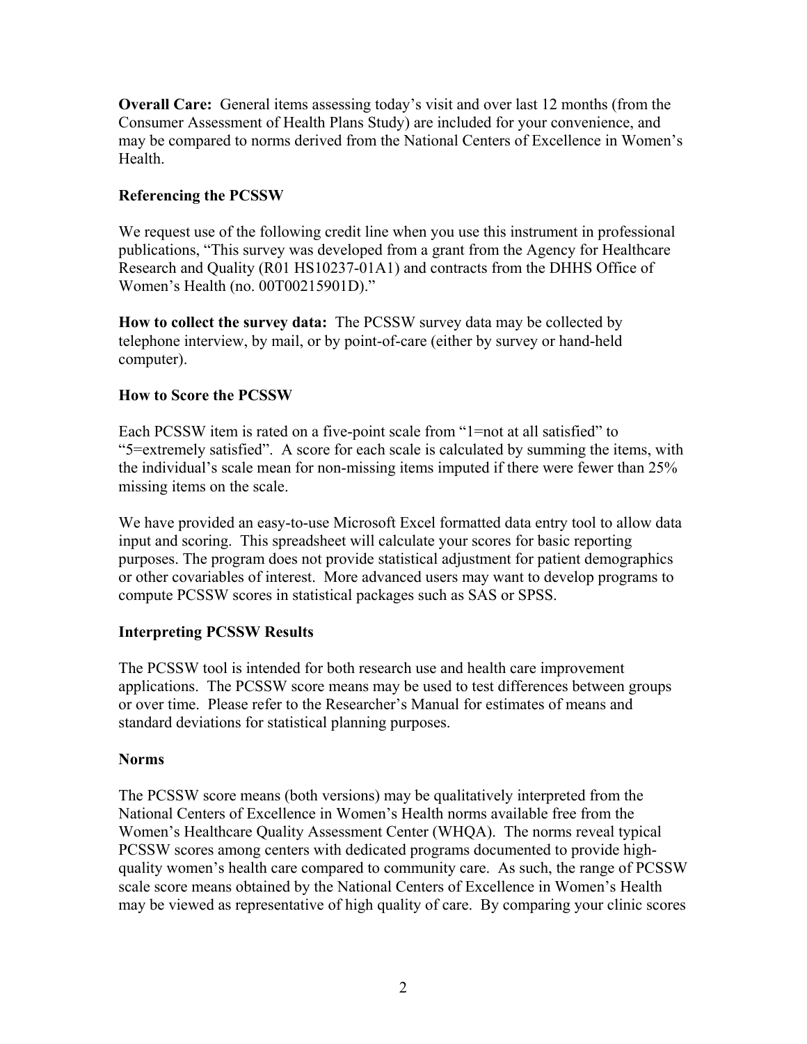**Overall Care:** General items assessing today's visit and over last 12 months (from the Consumer Assessment of Health Plans Study) are included for your convenience, and may be compared to norms derived from the National Centers of Excellence in Women's Health.

### Referencing the PCSSW

We request use of the following credit line when you use this instrument in professional publications, "This survey was developed from a grant from the Agency for Healthcare Research and Quality (R01 HS10237-01A1) and contracts from the DHHS Office of Women's Health (no. 00T00215901D)."

**How to collect the survey data:** The PCSSW survey data may be collected by telephone interview, by mail, or by point-of-care (either by survey or hand-held computer).

### How to Score the PCSSW

Each PCSSW item is rated on a five-point scale from "1=not at all satisfied" to "5=extremely satisfied". A score for each scale is calculated by summing the items, with the individual's scale mean for non-missing items imputed if there were fewer than 25% missing items on the scale.

We have provided an easy-to-use Microsoft Excel formatted data entry tool to allow data input and scoring. This spreadsheet will calculate your scores for basic reporting purposes. The program does not provide statistical adjustment for patient demographics or other covariables of interest. More advanced users may want to develop programs to compute PCSSW scores in statistical packages such as SAS or SPSS.

### Interpreting PCSSW Results

The PCSSW tool is intended for both research use and health care improvement applications. The PCSSW score means may be used to test differences between groups or over time. Please refer to the Researcher's Manual for estimates of means and standard deviations for statistical planning purposes.

### Norms

The PCSSW score means (both versions) may be qualitatively interpreted from the National Centers of Excellence in Women's Health norms available free from the Women's Healthcare Quality Assessment Center (WHQA). The norms reveal typical PCSSW scores among centers with dedicated programs documented to provide high-quality women's health care compared to community care. As such, the range of PCSSW scale score means obtained by the National Centers of Excellence in Women's Health may be viewed as representative of high quality of care. By comparing your clinic scores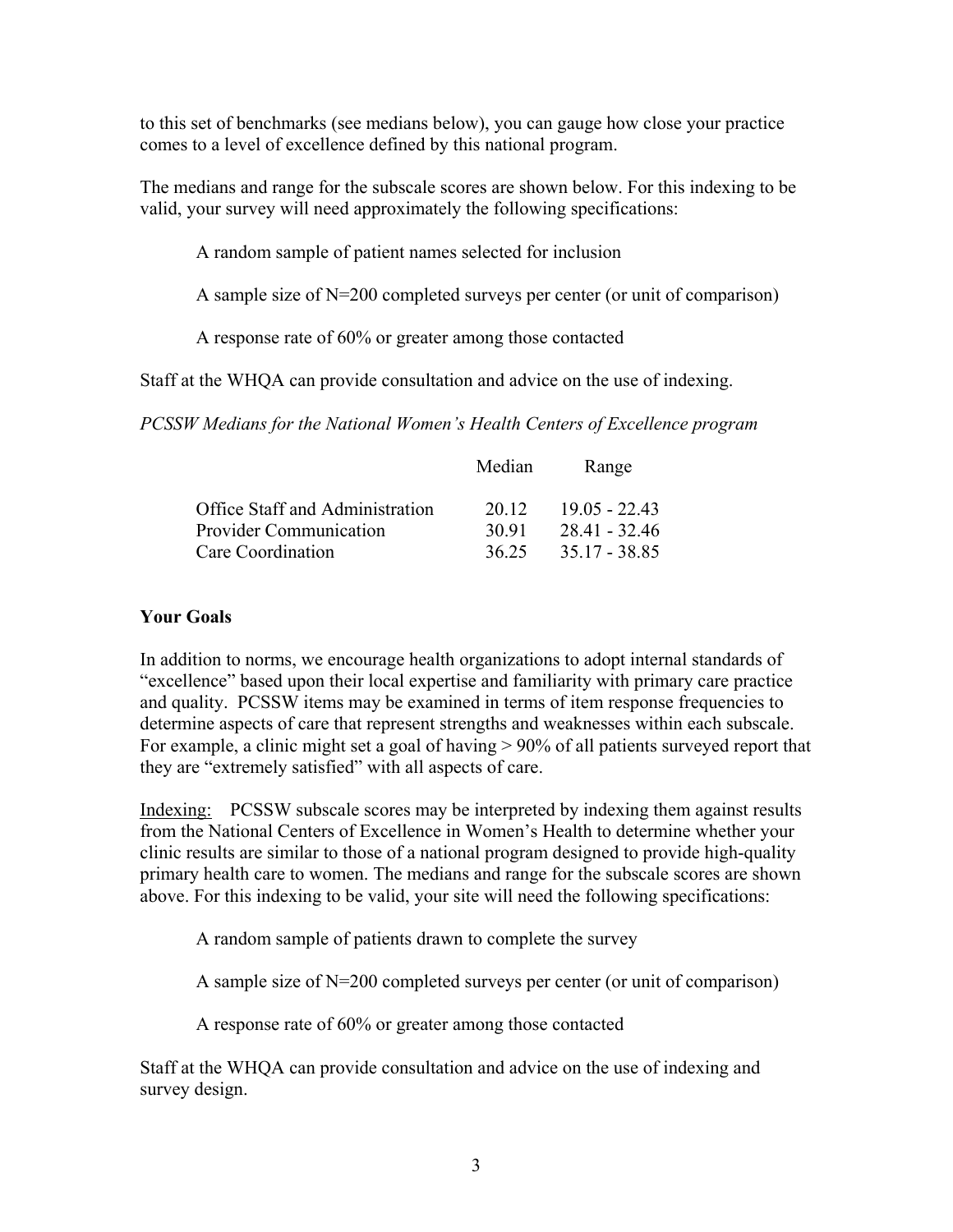to this set of benchmarks (see medians below), you can gauge how close your practice comes to a level of excellence defined by this national program.

The medians and range for the subscale scores are shown below. For this indexing to be valid, your survey will need approximately the following specifications:

A random sample of patient names selected for inclusion

A sample size of N=200 completed surveys per center (or unit of comparison)

A response rate of 60% or greater among those contacted

Staff at the WHQA can provide consultation and advice on the use of indexing.

*PCSSW Medians for the National Women's Health Centers of Excellence program*

| | Median | Range |
|---|---|---|
| Office Staff and Administration | 20.12 | 19.05 - 22.43 |
| Provider Communication | 30.91 | 28.41 - 32.46 |
| Care Coordination | 36.25 | 35.17 - 38.85 |

**Your Goals**

In addition to norms, we encourage health organizations to adopt internal standards of "excellence" based upon their local expertise and familiarity with primary care practice and quality. PCSSW items may be examined in terms of item response frequencies to determine aspects of care that represent strengths and weaknesses within each subscale. For example, a clinic might set a goal of having > 90% of all patients surveyed report that they are "extremely satisfied" with all aspects of care.

Indexing: PCSSW subscale scores may be interpreted by indexing them against results from the National Centers of Excellence in Women's Health to determine whether your clinic results are similar to those of a national program designed to provide high-quality primary health care to women. The medians and range for the subscale scores are shown above. For this indexing to be valid, your site will need the following specifications:

A random sample of patients drawn to complete the survey

A sample size of N=200 completed surveys per center (or unit of comparison)

A response rate of 60% or greater among those contacted

Staff at the WHQA can provide consultation and advice on the use of indexing and survey design.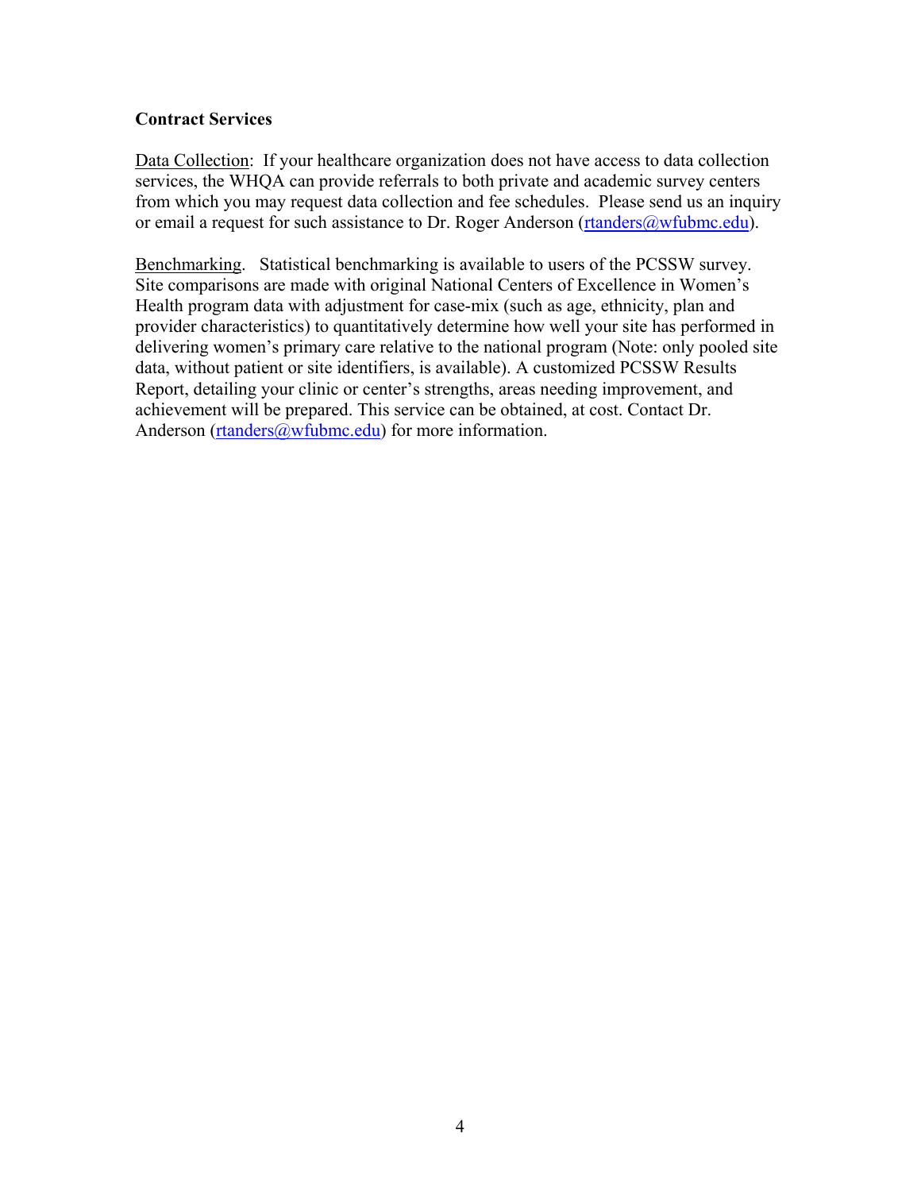**Contract Services**

Data Collection: If your healthcare organization does not have access to data collection services, the WHQA can provide referrals to both private and academic survey centers from which you may request data collection and fee schedules. Please send us an inquiry or email a request for such assistance to Dr. Roger Anderson (rtanders@wfubmc.edu).

Benchmarking. Statistical benchmarking is available to users of the PCSSW survey. Site comparisons are made with original National Centers of Excellence in Women's Health program data with adjustment for case-mix (such as age, ethnicity, plan and provider characteristics) to quantitatively determine how well your site has performed in delivering women's primary care relative to the national program (Note: only pooled site data, without patient or site identifiers, is available). A customized PCSSW Results Report, detailing your clinic or center's strengths, areas needing improvement, and achievement will be prepared. This service can be obtained, at cost. Contact Dr. Anderson (rtanders@wfubmc.edu) for more information.